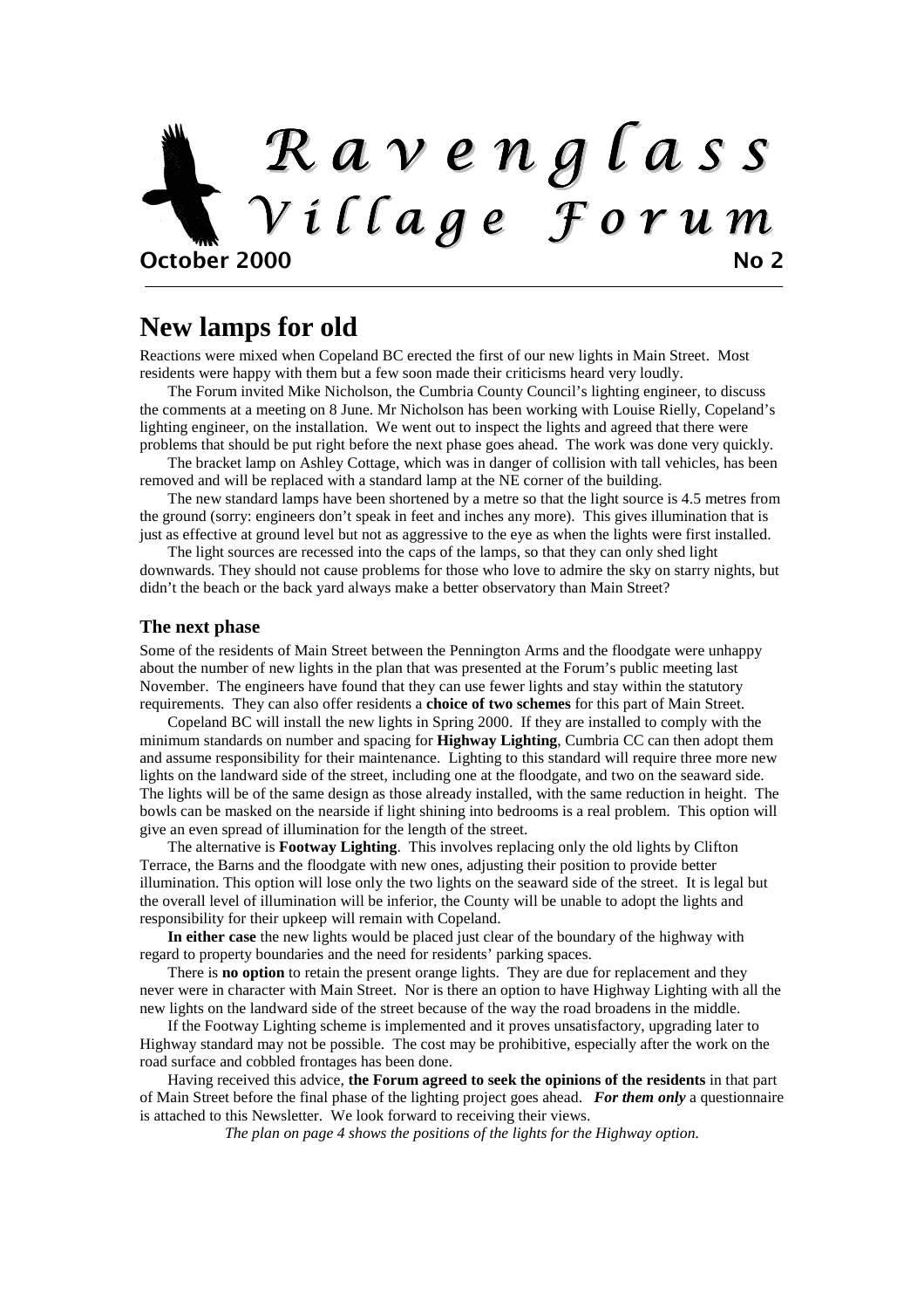# Ravenglass Village Forum

**October 2000** **No 2**

## New lamps for old

Reactions were mixed when Copeland BC erected the first of our new lights in Main Street. Most residents were happy with them but a few soon made their criticisms heard very loudly.

The Forum invited Mike Nicholson, the Cumbria County Council's lighting engineer, to discuss the comments at a meeting on 8 June. Mr Nicholson has been working with Louise Rielly, Copeland's lighting engineer, on the installation. We went out to inspect the lights and agreed that there were problems that should be put right before the next phase goes ahead. The work was done very quickly.

The bracket lamp on Ashley Cottage, which was in danger of collision with tall vehicles, has been removed and will be replaced with a standard lamp at the NE corner of the building.

The new standard lamps have been shortened by a metre so that the light source is 4.5 metres from the ground (sorry: engineers don't speak in feet and inches any more). This gives illumination that is just as effective at ground level but not as aggressive to the eye as when the lights were first installed.

The light sources are recessed into the caps of the lamps, so that they can only shed light downwards. They should not cause problems for those who love to admire the sky on starry nights, but didn't the beach or the back yard always make a better observatory than Main Street?

### The next phase

Some of the residents of Main Street between the Pennington Arms and the floodgate were unhappy about the number of new lights in the plan that was presented at the Forum's public meeting last November. The engineers have found that they can use fewer lights and stay within the statutory requirements. They can also offer residents a **choice of two schemes** for this part of Main Street.

Copeland BC will install the new lights in Spring 2000. If they are installed to comply with the minimum standards on number and spacing for **Highway Lighting**, Cumbria CC can then adopt them and assume responsibility for their maintenance. Lighting to this standard will require three more new lights on the landward side of the street, including one at the floodgate, and two on the seaward side. The lights will be of the same design as those already installed, with the same reduction in height. The bowls can be masked on the nearside if light shining into bedrooms is a real problem. This option will give an even spread of illumination for the length of the street.

The alternative is **Footway Lighting**. This involves replacing only the old lights by Clifton Terrace, the Barns and the floodgate with new ones, adjusting their position to provide better illumination. This option will lose only the two lights on the seaward side of the street. It is legal but the overall level of illumination will be inferior, the County will be unable to adopt the lights and responsibility for their upkeep will remain with Copeland.

**In either case** the new lights would be placed just clear of the boundary of the highway with regard to property boundaries and the need for residents' parking spaces.

There is **no option** to retain the present orange lights. They are due for replacement and they never were in character with Main Street. Nor is there an option to have Highway Lighting with all the new lights on the landward side of the street because of the way the road broadens in the middle.

If the Footway Lighting scheme is implemented and it proves unsatisfactory, upgrading later to Highway standard may not be possible. The cost may be prohibitive, especially after the work on the road surface and cobbled frontages has been done.

Having received this advice, **the Forum agreed to seek the opinions of the residents** in that part of Main Street before the final phase of the lighting project goes ahead. ***For them only*** a questionnaire is attached to this Newsletter. We look forward to receiving their views.

*The plan on page 4 shows the positions of the lights for the Highway option.*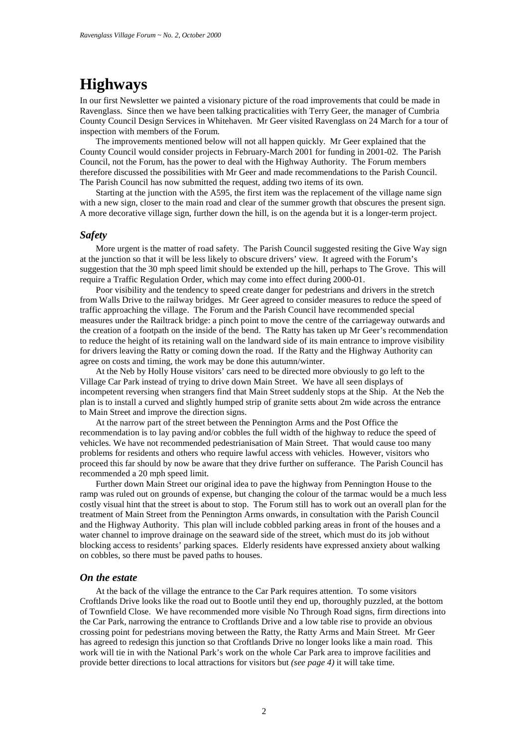# Highways

In our first Newsletter we painted a visionary picture of the road improvements that could be made in Ravenglass. Since then we have been talking practicalities with Terry Geer, the manager of Cumbria County Council Design Services in Whitehaven. Mr Geer visited Ravenglass on 24 March for a tour of inspection with members of the Forum.

The improvements mentioned below will not all happen quickly. Mr Geer explained that the County Council would consider projects in February-March 2001 for funding in 2001-02. The Parish Council, not the Forum, has the power to deal with the Highway Authority. The Forum members therefore discussed the possibilities with Mr Geer and made recommendations to the Parish Council. The Parish Council has now submitted the request, adding two items of its own.

Starting at the junction with the A595, the first item was the replacement of the village name sign with a new sign, closer to the main road and clear of the summer growth that obscures the present sign. A more decorative village sign, further down the hill, is on the agenda but it is a longer-term project.

### *Safety*

More urgent is the matter of road safety. The Parish Council suggested resiting the Give Way sign at the junction so that it will be less likely to obscure drivers' view. It agreed with the Forum's suggestion that the 30 mph speed limit should be extended up the hill, perhaps to The Grove. This will require a Traffic Regulation Order, which may come into effect during 2000-01.

Poor visibility and the tendency to speed create danger for pedestrians and drivers in the stretch from Walls Drive to the railway bridges. Mr Geer agreed to consider measures to reduce the speed of traffic approaching the village. The Forum and the Parish Council have recommended special measures under the Railtrack bridge: a pinch point to move the centre of the carriageway outwards and the creation of a footpath on the inside of the bend. The Ratty has taken up Mr Geer's recommendation to reduce the height of its retaining wall on the landward side of its main entrance to improve visibility for drivers leaving the Ratty or coming down the road. If the Ratty and the Highway Authority can agree on costs and timing, the work may be done this autumn/winter.

At the Neb by Holly House visitors' cars need to be directed more obviously to go left to the Village Car Park instead of trying to drive down Main Street. We have all seen displays of incompetent reversing when strangers find that Main Street suddenly stops at the Ship. At the Neb the plan is to install a curved and slightly humped strip of granite setts about 2m wide across the entrance to Main Street and improve the direction signs.

At the narrow part of the street between the Pennington Arms and the Post Office the recommendation is to lay paving and/or cobbles the full width of the highway to reduce the speed of vehicles. We have not recommended pedestrianisation of Main Street. That would cause too many problems for residents and others who require lawful access with vehicles. However, visitors who proceed this far should by now be aware that they drive further on sufferance. The Parish Council has recommended a 20 mph speed limit.

Further down Main Street our original idea to pave the highway from Pennington House to the ramp was ruled out on grounds of expense, but changing the colour of the tarmac would be a much less costly visual hint that the street is about to stop. The Forum still has to work out an overall plan for the treatment of Main Street from the Pennington Arms onwards, in consultation with the Parish Council and the Highway Authority. This plan will include cobbled parking areas in front of the houses and a water channel to improve drainage on the seaward side of the street, which must do its job without blocking access to residents' parking spaces. Elderly residents have expressed anxiety about walking on cobbles, so there must be paved paths to houses.

### *On the estate*

At the back of the village the entrance to the Car Park requires attention. To some visitors Croftlands Drive looks like the road out to Bootle until they end up, thoroughly puzzled, at the bottom of Townfield Close. We have recommended more visible No Through Road signs, firm directions into the Car Park, narrowing the entrance to Croftlands Drive and a low table rise to provide an obvious crossing point for pedestrians moving between the Ratty, the Ratty Arms and Main Street. Mr Geer has agreed to redesign this junction so that Croftlands Drive no longer looks like a main road. This work will tie in with the National Park's work on the whole Car Park area to improve facilities and provide better directions to local attractions for visitors but *(see page 4)* it will take time.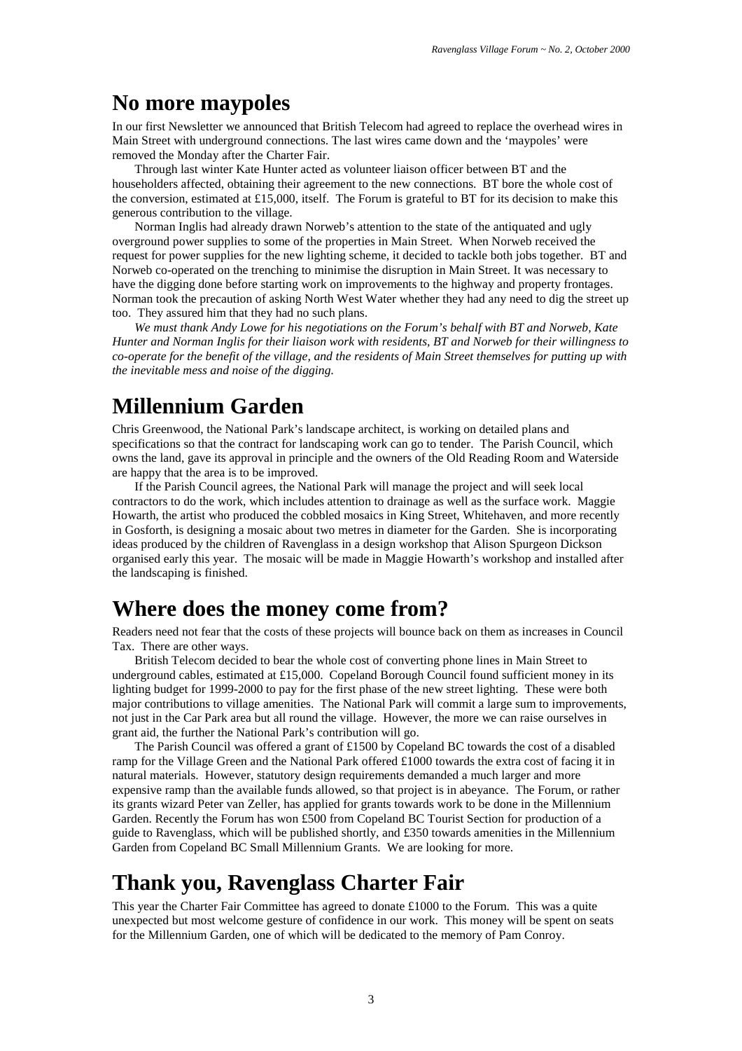## No more maypoles

In our first Newsletter we announced that British Telecom had agreed to replace the overhead wires in Main Street with underground connections. The last wires came down and the 'maypoles' were removed the Monday after the Charter Fair.

Through last winter Kate Hunter acted as volunteer liaison officer between BT and the householders affected, obtaining their agreement to the new connections. BT bore the whole cost of the conversion, estimated at £15,000, itself. The Forum is grateful to BT for its decision to make this generous contribution to the village.

Norman Inglis had already drawn Norweb's attention to the state of the antiquated and ugly overground power supplies to some of the properties in Main Street. When Norweb received the request for power supplies for the new lighting scheme, it decided to tackle both jobs together. BT and Norweb co-operated on the trenching to minimise the disruption in Main Street. It was necessary to have the digging done before starting work on improvements to the highway and property frontages. Norman took the precaution of asking North West Water whether they had any need to dig the street up too. They assured him that they had no such plans.

*We must thank Andy Lowe for his negotiations on the Forum's behalf with BT and Norweb, Kate Hunter and Norman Inglis for their liaison work with residents, BT and Norweb for their willingness to co-operate for the benefit of the village, and the residents of Main Street themselves for putting up with the inevitable mess and noise of the digging.*

## Millennium Garden

Chris Greenwood, the National Park's landscape architect, is working on detailed plans and specifications so that the contract for landscaping work can go to tender. The Parish Council, which owns the land, gave its approval in principle and the owners of the Old Reading Room and Waterside are happy that the area is to be improved.

If the Parish Council agrees, the National Park will manage the project and will seek local contractors to do the work, which includes attention to drainage as well as the surface work. Maggie Howarth, the artist who produced the cobbled mosaics in King Street, Whitehaven, and more recently in Gosforth, is designing a mosaic about two metres in diameter for the Garden. She is incorporating ideas produced by the children of Ravenglass in a design workshop that Alison Spurgeon Dickson organised early this year. The mosaic will be made in Maggie Howarth's workshop and installed after the landscaping is finished.

## Where does the money come from?

Readers need not fear that the costs of these projects will bounce back on them as increases in Council Tax. There are other ways.

British Telecom decided to bear the whole cost of converting phone lines in Main Street to underground cables, estimated at £15,000. Copeland Borough Council found sufficient money in its lighting budget for 1999-2000 to pay for the first phase of the new street lighting. These were both major contributions to village amenities. The National Park will commit a large sum to improvements, not just in the Car Park area but all round the village. However, the more we can raise ourselves in grant aid, the further the National Park's contribution will go.

The Parish Council was offered a grant of £1500 by Copeland BC towards the cost of a disabled ramp for the Village Green and the National Park offered £1000 towards the extra cost of facing it in natural materials. However, statutory design requirements demanded a much larger and more expensive ramp than the available funds allowed, so that project is in abeyance. The Forum, or rather its grants wizard Peter van Zeller, has applied for grants towards work to be done in the Millennium Garden. Recently the Forum has won £500 from Copeland BC Tourist Section for production of a guide to Ravenglass, which will be published shortly, and £350 towards amenities in the Millennium Garden from Copeland BC Small Millennium Grants. We are looking for more.

## Thank you, Ravenglass Charter Fair

This year the Charter Fair Committee has agreed to donate £1000 to the Forum. This was a quite unexpected but most welcome gesture of confidence in our work. This money will be spent on seats for the Millennium Garden, one of which will be dedicated to the memory of Pam Conroy.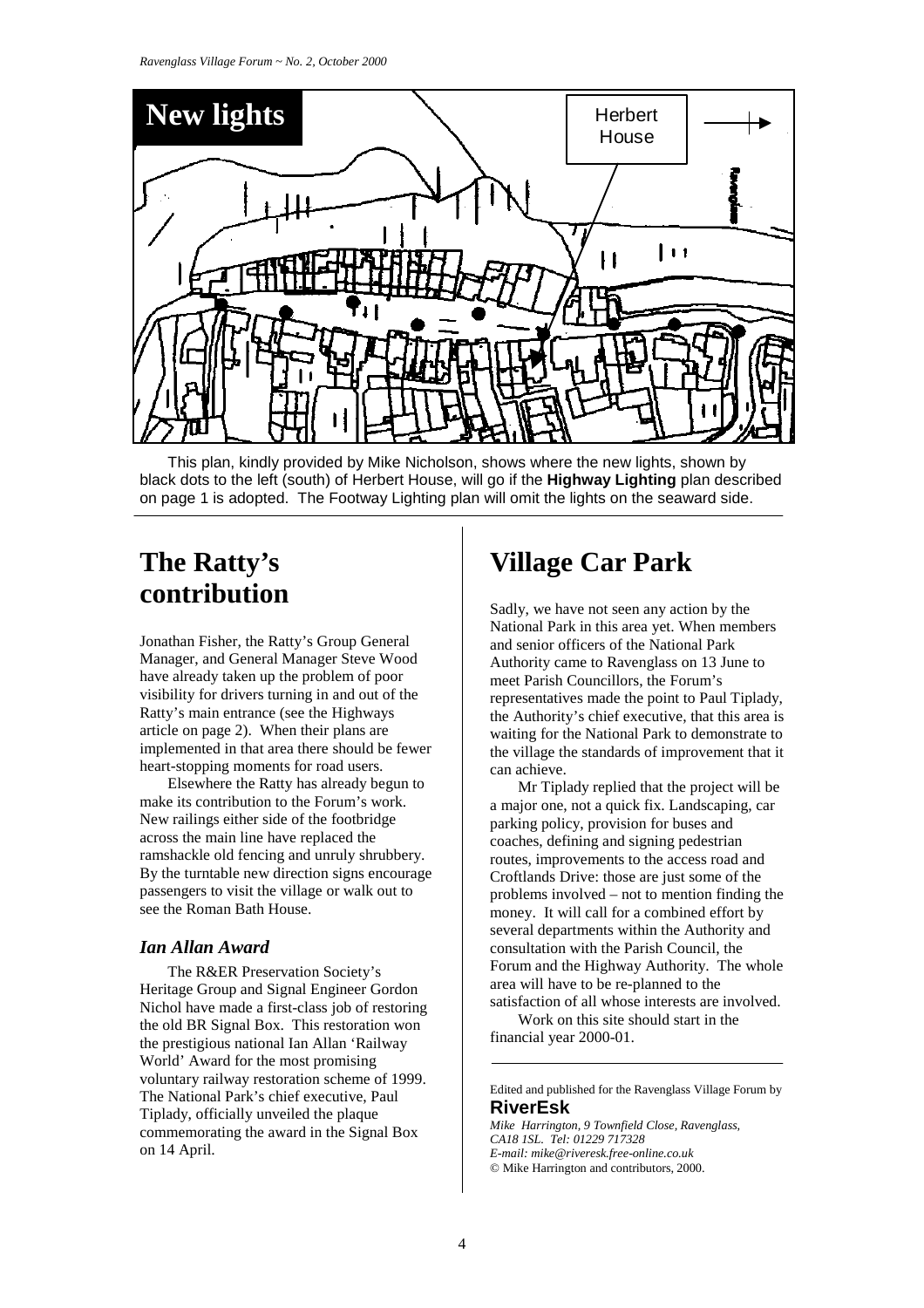# New lights

Herbert House

This plan, kindly provided by Mike Nicholson, shows where the new lights, shown by black dots to the left (south) of Herbert House, will go if the **Highway Lighting** plan described on page 1 is adopted. The Footway Lighting plan will omit the lights on the seaward side.

## The Ratty's contribution

Jonathan Fisher, the Ratty's Group General Manager, and General Manager Steve Wood have already taken up the problem of poor visibility for drivers turning in and out of the Ratty's main entrance (see the Highways article on page 2). When their plans are implemented in that area there should be fewer heart-stopping moments for road users.

Elsewhere the Ratty has already begun to make its contribution to the Forum's work. New railings either side of the footbridge across the main line have replaced the ramshackle old fencing and unruly shrubbery. By the turntable new direction signs encourage passengers to visit the village or walk out to see the Roman Bath House.

### *Ian Allan Award*

The R&ER Preservation Society's Heritage Group and Signal Engineer Gordon Nichol have made a first-class job of restoring the old BR Signal Box. This restoration won the prestigious national Ian Allan 'Railway World' Award for the most promising voluntary railway restoration scheme of 1999. The National Park's chief executive, Paul Tiplady, officially unveiled the plaque commemorating the award in the Signal Box on 14 April.

## Village Car Park

Sadly, we have not seen any action by the National Park in this area yet. When members and senior officers of the National Park Authority came to Ravenglass on 13 June to meet Parish Councillors, the Forum's representatives made the point to Paul Tiplady, the Authority's chief executive, that this area is waiting for the National Park to demonstrate to the village the standards of improvement that it can achieve.

Mr Tiplady replied that the project will be a major one, not a quick fix. Landscaping, car parking policy, provision for buses and coaches, defining and signing pedestrian routes, improvements to the access road and Croftlands Drive: those are just some of the problems involved – not to mention finding the money. It will call for a combined effort by several departments within the Authority and consultation with the Parish Council, the Forum and the Highway Authority. The whole area will have to be re-planned to the satisfaction of all whose interests are involved.

Work on this site should start in the financial year 2000-01.

---

Edited and published for the Ravenglass Village Forum by
**RiverEsk**
*Mike Harrington, 9 Townfield Close, Ravenglass, CA18 1SL. Tel: 01229 717328*
*E-mail: mike@riveresk.free-online.co.uk*
© Mike Harrington and contributors, 2000.